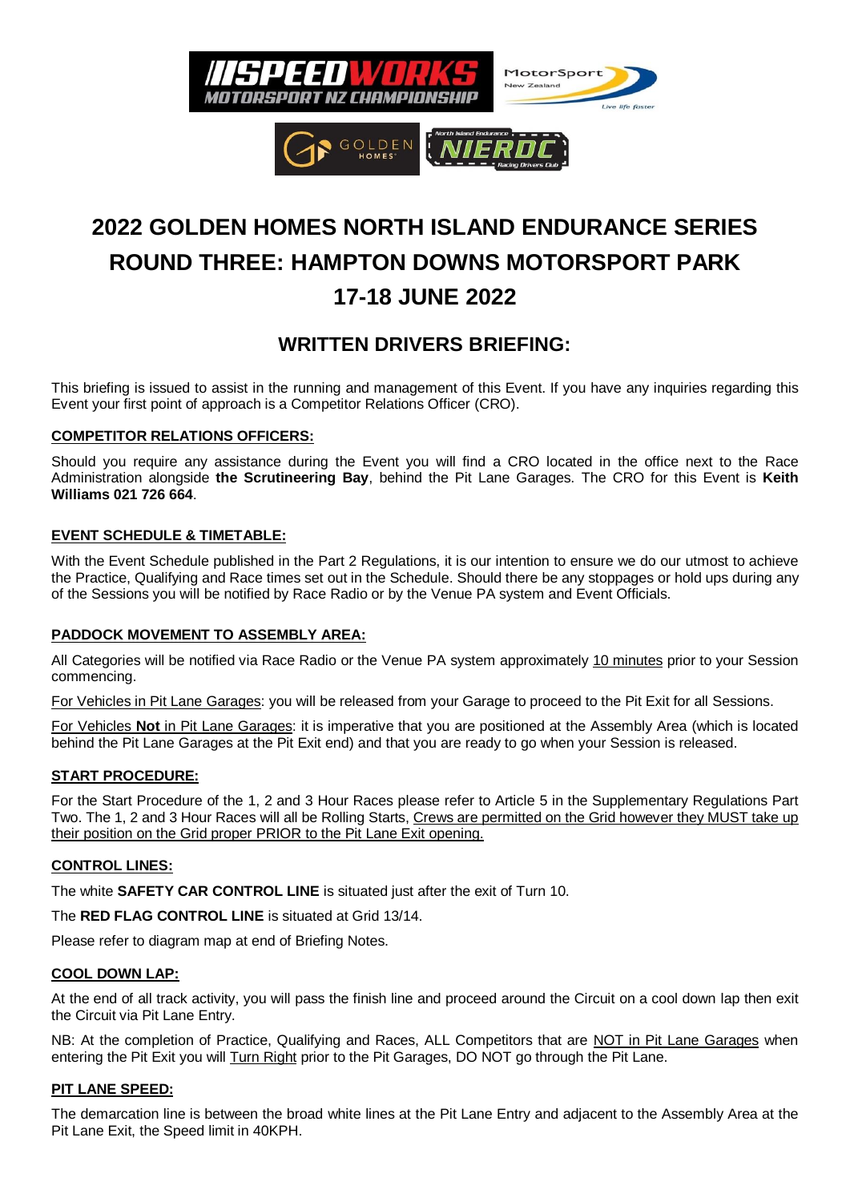# 2022 GOLDEN HOMES NORTH ISLAND ENDURANCE SERIES
# ROUND THREE: HAMPTON DOWNS MOTORSPORT PARK
# 17-18 JUNE 2022

## WRITTEN DRIVERS BRIEFING:

This briefing is issued to assist in the running and management of this Event. If you have any inquiries regarding this Event your first point of approach is a Competitor Relations Officer (CRO).

### COMPETITOR RELATIONS OFFICERS:

Should you require any assistance during the Event you will find a CRO located in the office next to the Race Administration alongside **the Scrutineering Bay**, behind the Pit Lane Garages. The CRO for this Event is **Keith Williams 021 726 664**.

### EVENT SCHEDULE & TIMETABLE:

With the Event Schedule published in the Part 2 Regulations, it is our intention to ensure we do our utmost to achieve the Practice, Qualifying and Race times set out in the Schedule. Should there be any stoppages or hold ups during any of the Sessions you will be notified by Race Radio or by the Venue PA system and Event Officials.

### PADDOCK MOVEMENT TO ASSEMBLY AREA:

All Categories will be notified via Race Radio or the Venue PA system approximately 10 minutes prior to your Session commencing.

For Vehicles in Pit Lane Garages: you will be released from your Garage to proceed to the Pit Exit for all Sessions.

For Vehicles **Not** in Pit Lane Garages: it is imperative that you are positioned at the Assembly Area (which is located behind the Pit Lane Garages at the Pit Exit end) and that you are ready to go when your Session is released.

### START PROCEDURE:

For the Start Procedure of the 1, 2 and 3 Hour Races please refer to Article 5 in the Supplementary Regulations Part Two. The 1, 2 and 3 Hour Races will all be Rolling Starts, Crews are permitted on the Grid however they MUST take up their position on the Grid proper PRIOR to the Pit Lane Exit opening.

### CONTROL LINES:

The white **SAFETY CAR CONTROL LINE** is situated just after the exit of Turn 10.

The **RED FLAG CONTROL LINE** is situated at Grid 13/14.

Please refer to diagram map at end of Briefing Notes.

### COOL DOWN LAP:

At the end of all track activity, you will pass the finish line and proceed around the Circuit on a cool down lap then exit the Circuit via Pit Lane Entry.

NB: At the completion of Practice, Qualifying and Races, ALL Competitors that are NOT in Pit Lane Garages when entering the Pit Exit you will Turn Right prior to the Pit Garages, DO NOT go through the Pit Lane.

### PIT LANE SPEED:

The demarcation line is between the broad white lines at the Pit Lane Entry and adjacent to the Assembly Area at the Pit Lane Exit, the Speed limit in 40KPH.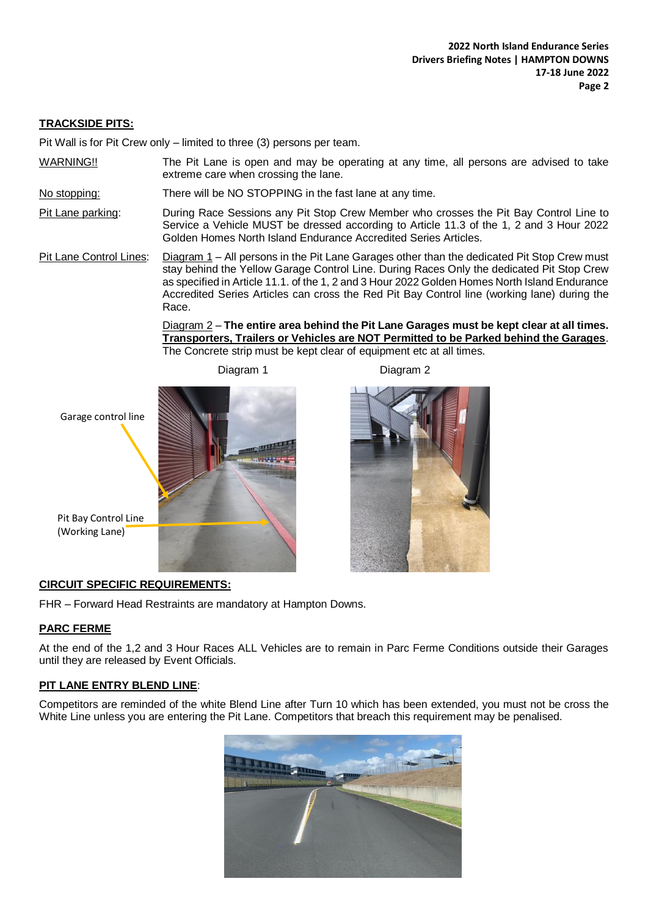## TRACKSIDE PITS:

Pit Wall is for Pit Crew only – limited to three (3) persons per team.

WARNING!! The Pit Lane is open and may be operating at any time, all persons are advised to take extreme care when crossing the lane.

No stopping: There will be NO STOPPING in the fast lane at any time.

Pit Lane parking: During Race Sessions any Pit Stop Crew Member who crosses the Pit Bay Control Line to Service a Vehicle MUST be dressed according to Article 11.3 of the 1, 2 and 3 Hour 2022 Golden Homes North Island Endurance Accredited Series Articles.

Pit Lane Control Lines: Diagram 1 – All persons in the Pit Lane Garages other than the dedicated Pit Stop Crew must stay behind the Yellow Garage Control Line. During Races Only the dedicated Pit Stop Crew as specified in Article 11.1. of the 1, 2 and 3 Hour 2022 Golden Homes North Island Endurance Accredited Series Articles can cross the Red Pit Bay Control line (working lane) during the Race.

Diagram 2 – **The entire area behind the Pit Lane Garages must be kept clear at all times. Transporters, Trailers or Vehicles are NOT Permitted to be Parked behind the Garages**. The Concrete strip must be kept clear of equipment etc at all times.

Diagram 1 Diagram 2

Garage control line

Pit Bay Control Line (Working Lane)

## CIRCUIT SPECIFIC REQUIREMENTS:

FHR – Forward Head Restraints are mandatory at Hampton Downs.

## PARC FERME

At the end of the 1,2 and 3 Hour Races ALL Vehicles are to remain in Parc Ferme Conditions outside their Garages until they are released by Event Officials.

## PIT LANE ENTRY BLEND LINE:

Competitors are reminded of the white Blend Line after Turn 10 which has been extended, you must not be cross the White Line unless you are entering the Pit Lane. Competitors that breach this requirement may be penalised.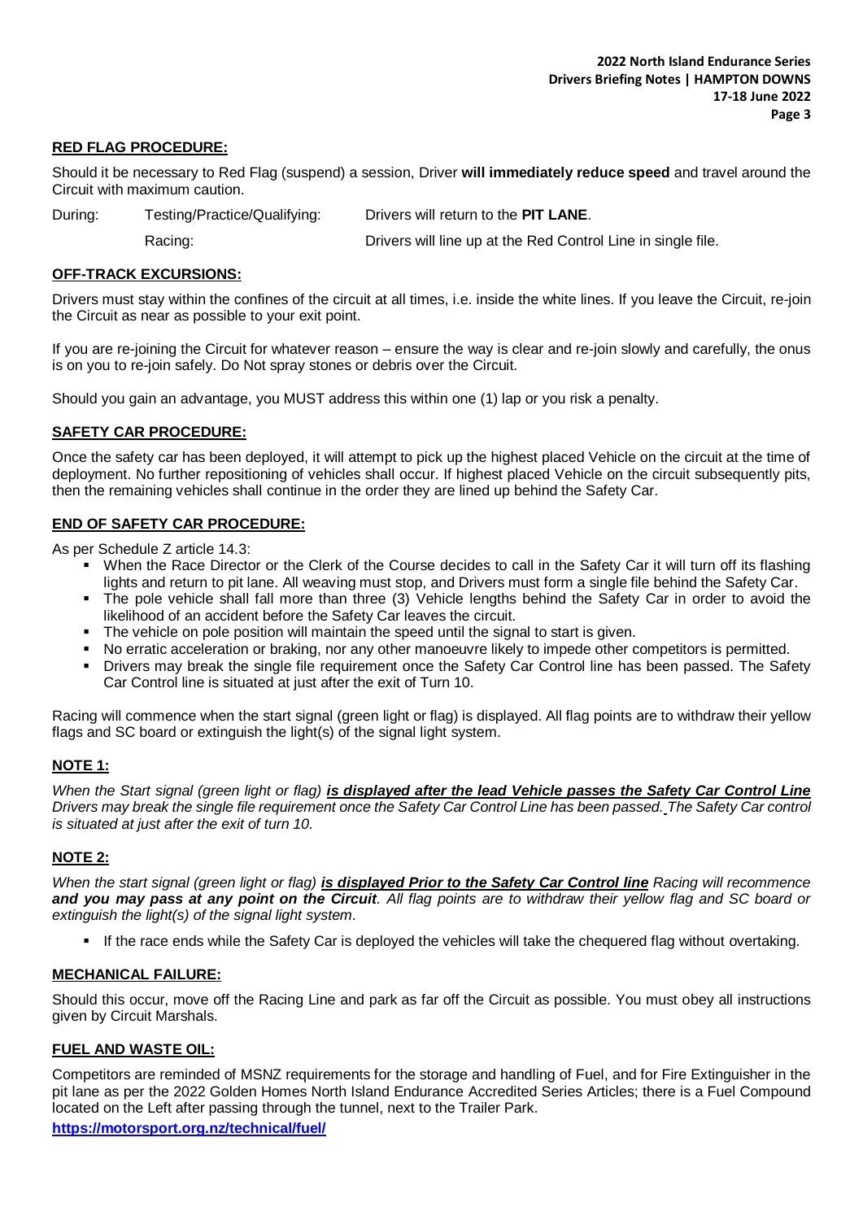## RED FLAG PROCEDURE:

Should it be necessary to Red Flag (suspend) a session, Driver **will immediately reduce speed** and travel around the Circuit with maximum caution.

| During: | Testing/Practice/Qualifying: | Drivers will return to the **PIT LANE**. |
| --- | --- | --- |
| | Racing: | Drivers will line up at the Red Control Line in single file. |

## OFF-TRACK EXCURSIONS:

Drivers must stay within the confines of the circuit at all times, i.e. inside the white lines. If you leave the Circuit, re-join the Circuit as near as possible to your exit point.

If you are re-joining the Circuit for whatever reason – ensure the way is clear and re-join slowly and carefully, the onus is on you to re-join safely. Do Not spray stones or debris over the Circuit.

Should you gain an advantage, you MUST address this within one (1) lap or you risk a penalty.

## SAFETY CAR PROCEDURE:

Once the safety car has been deployed, it will attempt to pick up the highest placed Vehicle on the circuit at the time of deployment. No further repositioning of vehicles shall occur. If highest placed Vehicle on the circuit subsequently pits, then the remaining vehicles shall continue in the order they are lined up behind the Safety Car.

## END OF SAFETY CAR PROCEDURE:

As per Schedule Z article 14.3:

- When the Race Director or the Clerk of the Course decides to call in the Safety Car it will turn off its flashing lights and return to pit lane. All weaving must stop, and Drivers must form a single file behind the Safety Car.
- The pole vehicle shall fall more than three (3) Vehicle lengths behind the Safety Car in order to avoid the likelihood of an accident before the Safety Car leaves the circuit.
- The vehicle on pole position will maintain the speed until the signal to start is given.
- No erratic acceleration or braking, nor any other manoeuvre likely to impede other competitors is permitted.
- Drivers may break the single file requirement once the Safety Car Control line has been passed. The Safety Car Control line is situated at just after the exit of Turn 10.

Racing will commence when the start signal (green light or flag) is displayed. All flag points are to withdraw their yellow flags and SC board or extinguish the light(s) of the signal light system.

## NOTE 1:

*When the Start signal (green light or flag)* ***is displayed after the lead Vehicle passes the Safety Car Control Line*** *Drivers may break the single file requirement once the Safety Car Control Line has been passed. The Safety Car control is situated at just after the exit of turn 10.*

## NOTE 2:

*When the start signal (green light or flag)* ***is displayed Prior to the Safety Car Control line*** *Racing will recommence* ***and you may pass at any point on the Circuit****. All flag points are to withdraw their yellow flag and SC board or extinguish the light(s) of the signal light system.*

- If the race ends while the Safety Car is deployed the vehicles will take the chequered flag without overtaking.

## MECHANICAL FAILURE:

Should this occur, move off the Racing Line and park as far off the Circuit as possible. You must obey all instructions given by Circuit Marshals.

## FUEL AND WASTE OIL:

Competitors are reminded of MSNZ requirements for the storage and handling of Fuel, and for Fire Extinguisher in the pit lane as per the 2022 Golden Homes North Island Endurance Accredited Series Articles; there is a Fuel Compound located on the Left after passing through the tunnel, next to the Trailer Park.

**https://motorsport.org.nz/technical/fuel/**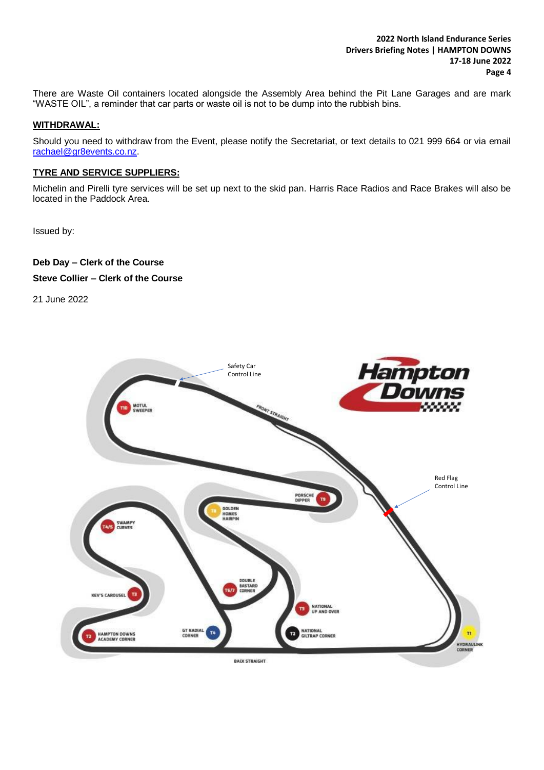There are Waste Oil containers located alongside the Assembly Area behind the Pit Lane Garages and are mark "WASTE OIL", a reminder that car parts or waste oil is not to be dump into the rubbish bins.

**WITHDRAWAL:**

Should you need to withdraw from the Event, please notify the Secretariat, or text details to 021 999 664 or via email rachael@gr8events.co.nz.

**TYRE AND SERVICE SUPPLIERS:**

Michelin and Pirelli tyre services will be set up next to the skid pan. Harris Race Radios and Race Brakes will also be located in the Paddock Area.

Issued by:

**Deb Day – Clerk of the Course**

**Steve Collier – Clerk of the Course**

21 June 2022

Safety Car Control Line

Hampton Downs

FRONT STRAIGHT

T10 MOTUL SWEEPER

Red Flag Control Line

PORSCHE DIPPER T9

T8 GOLDEN HOMES HAIRPIN

T4/5 SWAMPY CURVES

DOUBLE BASTARD CORNER T6/7

KEV'S CAROUSEL T3

T3 NATIONAL UP AND OVER

T2 HAMPTON DOWNS ACADEMY CORNER

GT RADIAL CORNER T4

T2 NATIONAL GILTRAP CORNER

T1 HYDRAULINK CORNER

BACK STRAIGHT